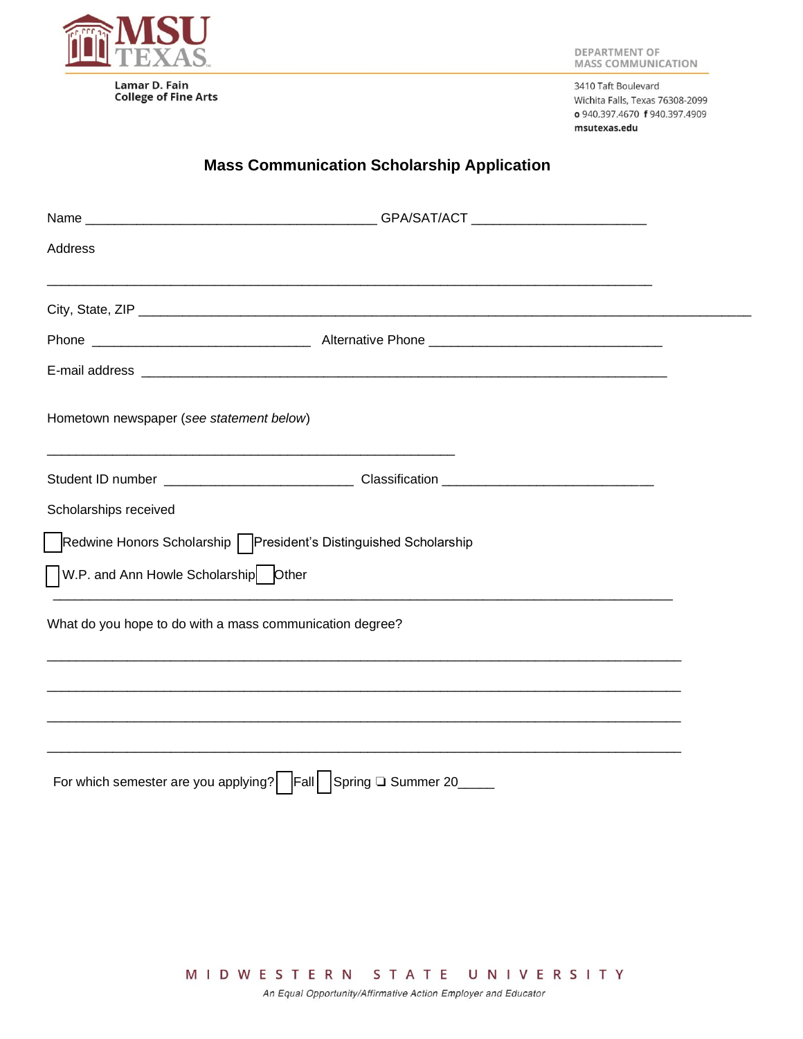MSU TEXAS

Lamar D. Fain
College of Fine Arts

DEPARTMENT OF
MASS COMMUNICATION

3410 Taft Boulevard
Wichita Falls, Texas 76308-2099
o 940.397.4670 f 940.397.4909
msutexas.edu

## Mass Communication Scholarship Application

Name ________________________________________ GPA/SAT/ACT ________________________

Address

___________________________________________________________________________________

City, State, ZIP ____________________________________________________________________________________

Phone ______________________________ Alternative Phone ________________________________

E-mail address ________________________________________________________________________

Hometown newspaper (*see statement below*)

________________________________________________________

Student ID number __________________________ Classification _____________________________

Scholarships received

☐ Redwine Honors Scholarship ☐ President's Distinguished Scholarship

☐ W.P. and Ann Howle Scholarship ☐ Other

___________________________________________________________________________________

What do you hope to do with a mass communication degree?

___________________________________________________________________________________

___________________________________________________________________________________

___________________________________________________________________________________

___________________________________________________________________________________

For which semester are you applying? ☐ Fall ☐ Spring ❑ Summer 20_____

MIDWESTERN STATE UNIVERSITY

*An Equal Opportunity/Affirmative Action Employer and Educator*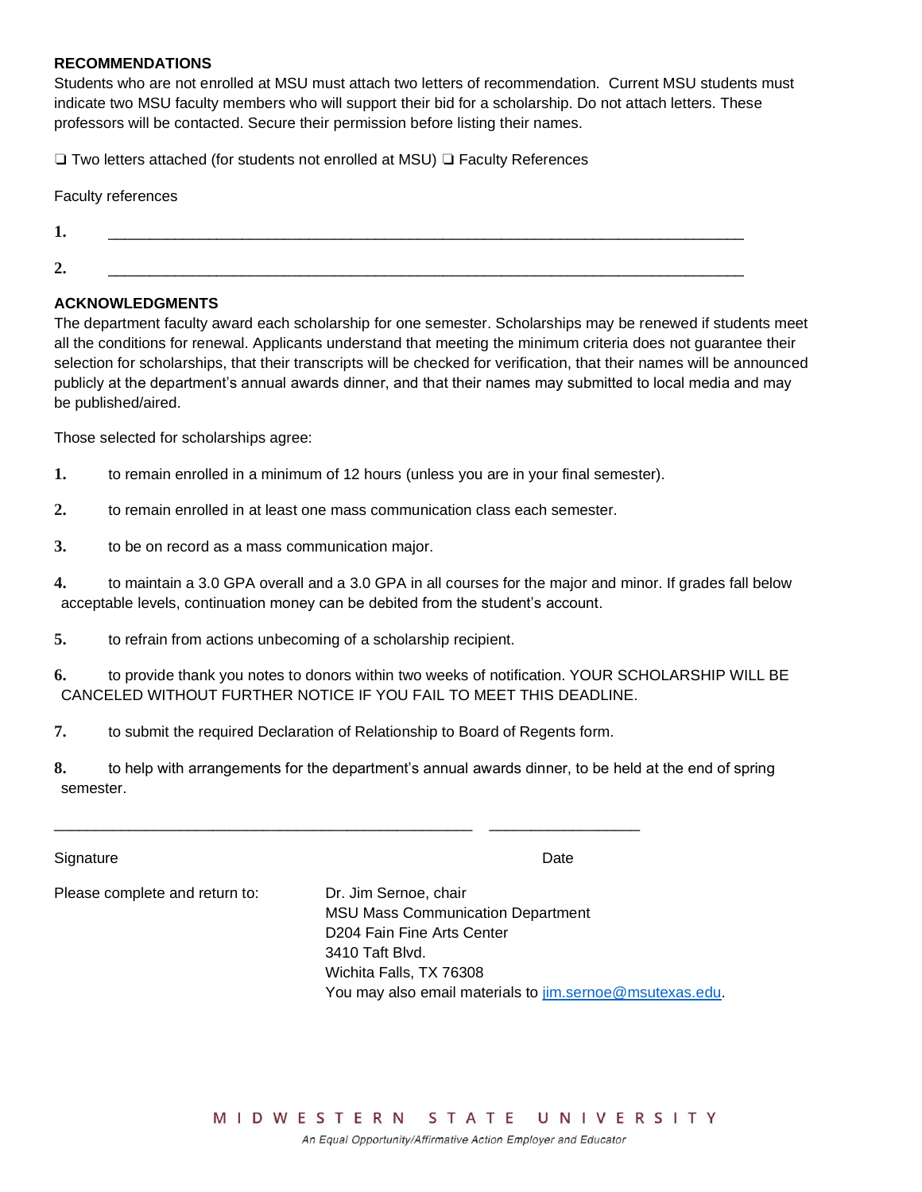## RECOMMENDATIONS

Students who are not enrolled at MSU must attach two letters of recommendation. Current MSU students must indicate two MSU faculty members who will support their bid for a scholarship. Do not attach letters. These professors will be contacted. Secure their permission before listing their names.

❑ Two letters attached (for students not enrolled at MSU) ❑ Faculty References

Faculty references

1. ________________________________________________________________________________

2. ________________________________________________________________________________

## ACKNOWLEDGMENTS

The department faculty award each scholarship for one semester. Scholarships may be renewed if students meet all the conditions for renewal. Applicants understand that meeting the minimum criteria does not guarantee their selection for scholarships, that their transcripts will be checked for verification, that their names will be announced publicly at the department's annual awards dinner, and that their names may submitted to local media and may be published/aired.

Those selected for scholarships agree:

1. to remain enrolled in a minimum of 12 hours (unless you are in your final semester).
2. to remain enrolled in at least one mass communication class each semester.
3. to be on record as a mass communication major.
4. to maintain a 3.0 GPA overall and a 3.0 GPA in all courses for the major and minor. If grades fall below acceptable levels, continuation money can be debited from the student's account.
5. to refrain from actions unbecoming of a scholarship recipient.
6. to provide thank you notes to donors within two weeks of notification. YOUR SCHOLARSHIP WILL BE CANCELED WITHOUT FURTHER NOTICE IF YOU FAIL TO MEET THIS DEADLINE.
7. to submit the required Declaration of Relationship to Board of Regents form.
8. to help with arrangements for the department's annual awards dinner, to be held at the end of spring semester.

____________________________________________________ __________________

Signature Date

Please complete and return to:

Dr. Jim Sernoe, chair
MSU Mass Communication Department
D204 Fain Fine Arts Center
3410 Taft Blvd.
Wichita Falls, TX 76308
You may also email materials to jim.sernoe@msutexas.edu.

MIDWESTERN STATE UNIVERSITY

*An Equal Opportunity/Affirmative Action Employer and Educator*